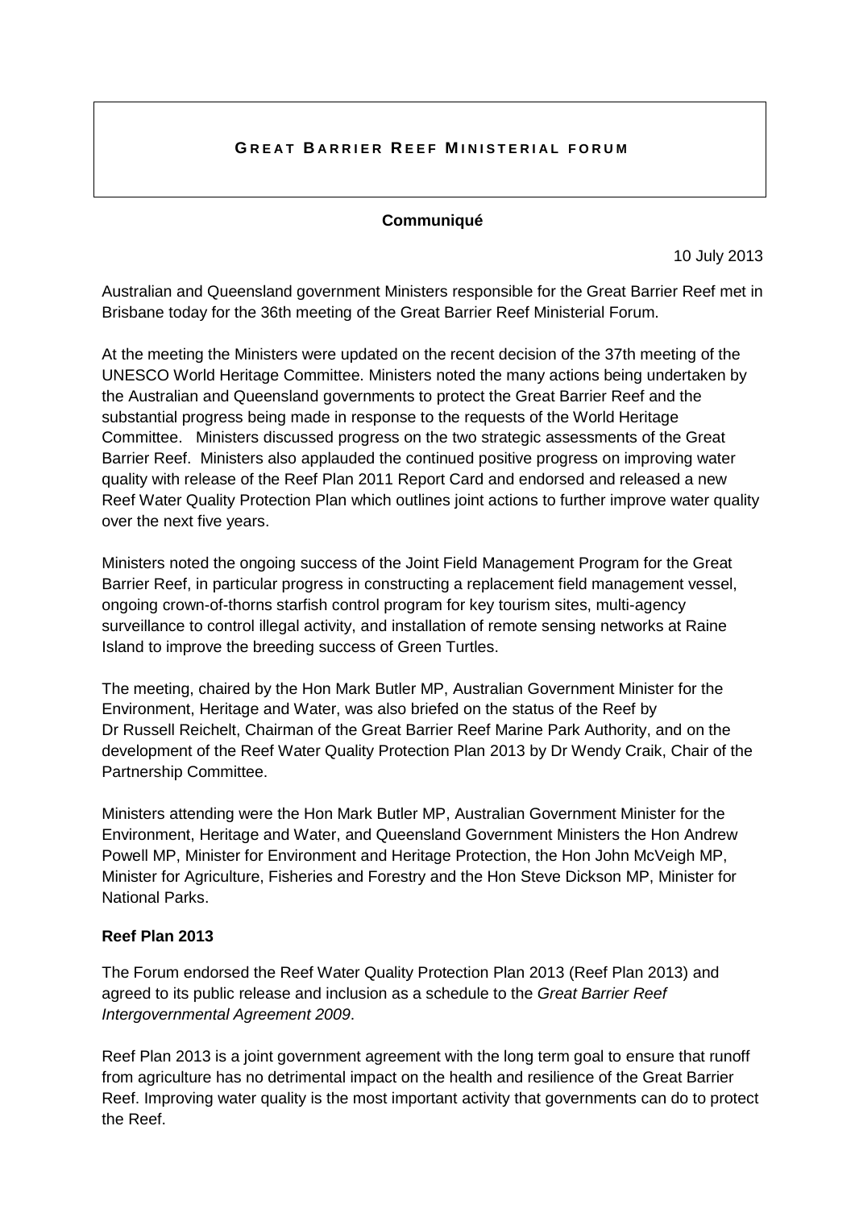# GREAT BARRIER REEF MINISTERIAL FORUM

**Communiqué**

10 July 2013

Australian and Queensland government Ministers responsible for the Great Barrier Reef met in Brisbane today for the 36th meeting of the Great Barrier Reef Ministerial Forum.

At the meeting the Ministers were updated on the recent decision of the 37th meeting of the UNESCO World Heritage Committee. Ministers noted the many actions being undertaken by the Australian and Queensland governments to protect the Great Barrier Reef and the substantial progress being made in response to the requests of the World Heritage Committee. Ministers discussed progress on the two strategic assessments of the Great Barrier Reef. Ministers also applauded the continued positive progress on improving water quality with release of the Reef Plan 2011 Report Card and endorsed and released a new Reef Water Quality Protection Plan which outlines joint actions to further improve water quality over the next five years.

Ministers noted the ongoing success of the Joint Field Management Program for the Great Barrier Reef, in particular progress in constructing a replacement field management vessel, ongoing crown-of-thorns starfish control program for key tourism sites, multi-agency surveillance to control illegal activity, and installation of remote sensing networks at Raine Island to improve the breeding success of Green Turtles.

The meeting, chaired by the Hon Mark Butler MP, Australian Government Minister for the Environment, Heritage and Water, was also briefed on the status of the Reef by Dr Russell Reichelt, Chairman of the Great Barrier Reef Marine Park Authority, and on the development of the Reef Water Quality Protection Plan 2013 by Dr Wendy Craik, Chair of the Partnership Committee.

Ministers attending were the Hon Mark Butler MP, Australian Government Minister for the Environment, Heritage and Water, and Queensland Government Ministers the Hon Andrew Powell MP, Minister for Environment and Heritage Protection, the Hon John McVeigh MP, Minister for Agriculture, Fisheries and Forestry and the Hon Steve Dickson MP, Minister for National Parks.

## Reef Plan 2013

The Forum endorsed the Reef Water Quality Protection Plan 2013 (Reef Plan 2013) and agreed to its public release and inclusion as a schedule to the *Great Barrier Reef Intergovernmental Agreement 2009*.

Reef Plan 2013 is a joint government agreement with the long term goal to ensure that runoff from agriculture has no detrimental impact on the health and resilience of the Great Barrier Reef. Improving water quality is the most important activity that governments can do to protect the Reef.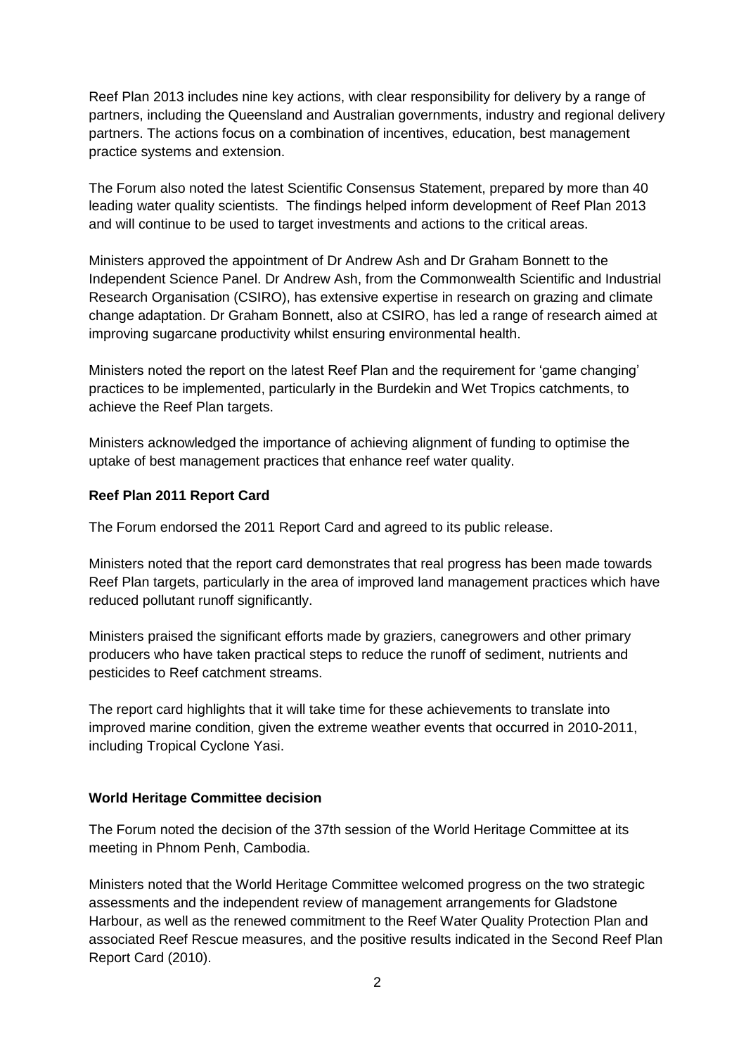Reef Plan 2013 includes nine key actions, with clear responsibility for delivery by a range of partners, including the Queensland and Australian governments, industry and regional delivery partners. The actions focus on a combination of incentives, education, best management practice systems and extension.

The Forum also noted the latest Scientific Consensus Statement, prepared by more than 40 leading water quality scientists. The findings helped inform development of Reef Plan 2013 and will continue to be used to target investments and actions to the critical areas.

Ministers approved the appointment of Dr Andrew Ash and Dr Graham Bonnett to the Independent Science Panel. Dr Andrew Ash, from the Commonwealth Scientific and Industrial Research Organisation (CSIRO), has extensive expertise in research on grazing and climate change adaptation. Dr Graham Bonnett, also at CSIRO, has led a range of research aimed at improving sugarcane productivity whilst ensuring environmental health.

Ministers noted the report on the latest Reef Plan and the requirement for 'game changing' practices to be implemented, particularly in the Burdekin and Wet Tropics catchments, to achieve the Reef Plan targets.

Ministers acknowledged the importance of achieving alignment of funding to optimise the uptake of best management practices that enhance reef water quality.

**Reef Plan 2011 Report Card**

The Forum endorsed the 2011 Report Card and agreed to its public release.

Ministers noted that the report card demonstrates that real progress has been made towards Reef Plan targets, particularly in the area of improved land management practices which have reduced pollutant runoff significantly.

Ministers praised the significant efforts made by graziers, canegrowers and other primary producers who have taken practical steps to reduce the runoff of sediment, nutrients and pesticides to Reef catchment streams.

The report card highlights that it will take time for these achievements to translate into improved marine condition, given the extreme weather events that occurred in 2010-2011, including Tropical Cyclone Yasi.

**World Heritage Committee decision**

The Forum noted the decision of the 37th session of the World Heritage Committee at its meeting in Phnom Penh, Cambodia.

Ministers noted that the World Heritage Committee welcomed progress on the two strategic assessments and the independent review of management arrangements for Gladstone Harbour, as well as the renewed commitment to the Reef Water Quality Protection Plan and associated Reef Rescue measures, and the positive results indicated in the Second Reef Plan Report Card (2010).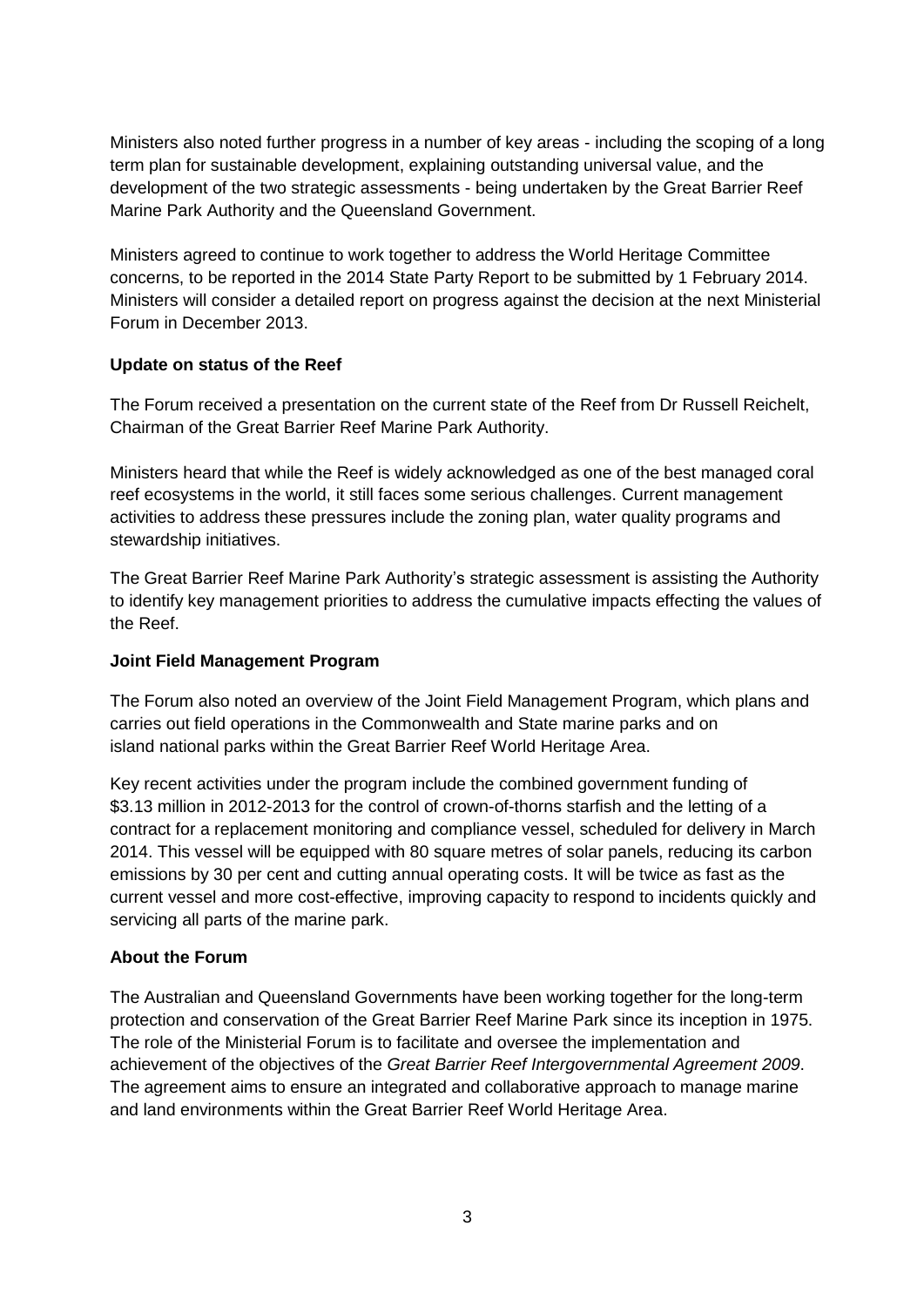Ministers also noted further progress in a number of key areas - including the scoping of a long term plan for sustainable development, explaining outstanding universal value, and the development of the two strategic assessments - being undertaken by the Great Barrier Reef Marine Park Authority and the Queensland Government.

Ministers agreed to continue to work together to address the World Heritage Committee concerns, to be reported in the 2014 State Party Report to be submitted by 1 February 2014. Ministers will consider a detailed report on progress against the decision at the next Ministerial Forum in December 2013.

**Update on status of the Reef**

The Forum received a presentation on the current state of the Reef from Dr Russell Reichelt, Chairman of the Great Barrier Reef Marine Park Authority.

Ministers heard that while the Reef is widely acknowledged as one of the best managed coral reef ecosystems in the world, it still faces some serious challenges. Current management activities to address these pressures include the zoning plan, water quality programs and stewardship initiatives.

The Great Barrier Reef Marine Park Authority's strategic assessment is assisting the Authority to identify key management priorities to address the cumulative impacts effecting the values of the Reef.

**Joint Field Management Program**

The Forum also noted an overview of the Joint Field Management Program, which plans and carries out field operations in the Commonwealth and State marine parks and on island national parks within the Great Barrier Reef World Heritage Area.

Key recent activities under the program include the combined government funding of \$3.13 million in 2012-2013 for the control of crown-of-thorns starfish and the letting of a contract for a replacement monitoring and compliance vessel, scheduled for delivery in March 2014. This vessel will be equipped with 80 square metres of solar panels, reducing its carbon emissions by 30 per cent and cutting annual operating costs. It will be twice as fast as the current vessel and more cost-effective, improving capacity to respond to incidents quickly and servicing all parts of the marine park.

**About the Forum**

The Australian and Queensland Governments have been working together for the long-term protection and conservation of the Great Barrier Reef Marine Park since its inception in 1975. The role of the Ministerial Forum is to facilitate and oversee the implementation and achievement of the objectives of the *Great Barrier Reef Intergovernmental Agreement 2009*. The agreement aims to ensure an integrated and collaborative approach to manage marine and land environments within the Great Barrier Reef World Heritage Area.